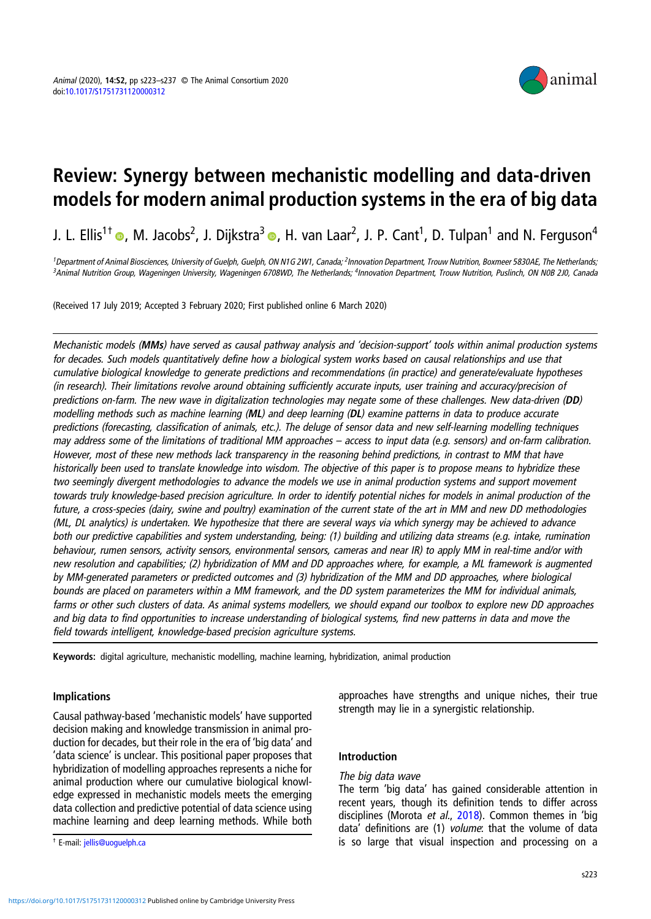# Review: Synergy between mechanistic modelling and data-driven models for modern animal production systems in the era of big data

J. L. Ellis[1†], M. Jacobs[2], J. Dijkstra[3], H. van Laar[2], J. P. Cant[1], D. Tulpan[1] and N. Ferguson[4]

[1]Department of Animal Biosciences, University of Guelph, Guelph, ON N1G 2W1, Canada; [2]Innovation Department, Trouw Nutrition, Boxmeer 5830AE, The Netherlands; [3]Animal Nutrition Group, Wageningen University, Wageningen 6708WD, The Netherlands; [4]Innovation Department, Trouw Nutrition, Puslinch, ON N0B 2J0, Canada

(Received 17 July 2019; Accepted 3 February 2020; First published online 6 March 2020)

*Mechanistic models (**MMs**) have served as causal pathway analysis and 'decision-support' tools within animal production systems for decades. Such models quantitatively define how a biological system works based on causal relationships and use that cumulative biological knowledge to generate predictions and recommendations (in practice) and generate/evaluate hypotheses (in research). Their limitations revolve around obtaining sufficiently accurate inputs, user training and accuracy/precision of predictions on-farm. The new wave in digitalization technologies may negate some of these challenges. New data-driven (**DD**) modelling methods such as machine learning (**ML**) and deep learning (**DL**) examine patterns in data to produce accurate predictions (forecasting, classification of animals, etc.). The deluge of sensor data and new self-learning modelling techniques may address some of the limitations of traditional MM approaches – access to input data (e.g. sensors) and on-farm calibration. However, most of these new methods lack transparency in the reasoning behind predictions, in contrast to MM that have historically been used to translate knowledge into wisdom. The objective of this paper is to propose means to hybridize these two seemingly divergent methodologies to advance the models we use in animal production systems and support movement towards truly knowledge-based precision agriculture. In order to identify potential niches for models in animal production of the future, a cross-species (dairy, swine and poultry) examination of the current state of the art in MM and new DD methodologies (ML, DL analytics) is undertaken. We hypothesize that there are several ways via which synergy may be achieved to advance both our predictive capabilities and system understanding, being: (1) building and utilizing data streams (e.g. intake, rumination behaviour, rumen sensors, activity sensors, environmental sensors, cameras and near IR) to apply MM in real-time and/or with new resolution and capabilities; (2) hybridization of MM and DD approaches where, for example, a ML framework is augmented by MM-generated parameters or predicted outcomes and (3) hybridization of the MM and DD approaches, where biological bounds are placed on parameters within a MM framework, and the DD system parameterizes the MM for individual animals, farms or other such clusters of data. As animal systems modellers, we should expand our toolbox to explore new DD approaches and big data to find opportunities to increase understanding of biological systems, find new patterns in data and move the field towards intelligent, knowledge-based precision agriculture systems.*

**Keywords:** digital agriculture, mechanistic modelling, machine learning, hybridization, animal production

## Implications

Causal pathway-based 'mechanistic models' have supported decision making and knowledge transmission in animal production for decades, but their role in the era of 'big data' and 'data science' is unclear. This positional paper proposes that hybridization of modelling approaches represents a niche for animal production where our cumulative biological knowledge expressed in mechanistic models meets the emerging data collection and predictive potential of data science using machine learning and deep learning methods. While both approaches have strengths and unique niches, their true strength may lie in a synergistic relationship.

## Introduction

### *The big data wave*

The term 'big data' has gained considerable attention in recent years, though its definition tends to differ across disciplines (Morota *et al.*, 2018). Common themes in 'big data' definitions are (1) *volume*: that the volume of data is so large that visual inspection and processing on a

† E-mail: jellis@uoguelph.ca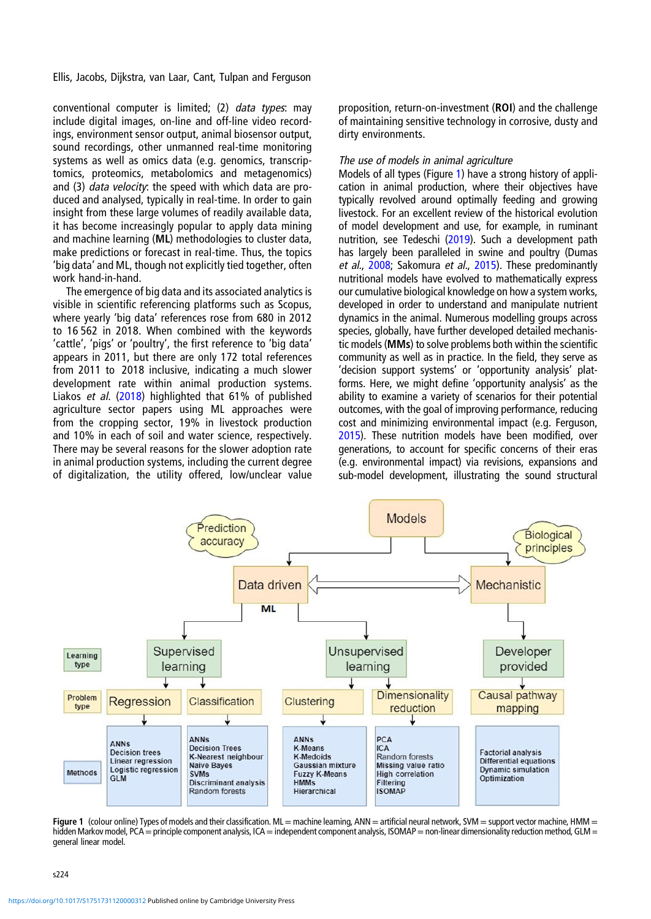conventional computer is limited; (2) *data types*: may include digital images, on-line and off-line video recordings, environment sensor output, animal biosensor output, sound recordings, other unmanned real-time monitoring systems as well as omics data (e.g. genomics, transcriptomics, proteomics, metabolomics and metagenomics) and (3) *data velocity*: the speed with which data are produced and analysed, typically in real-time. In order to gain insight from these large volumes of readily available data, it has become increasingly popular to apply data mining and machine learning (**ML**) methodologies to cluster data, make predictions or forecast in real-time. Thus, the topics 'big data' and ML, though not explicitly tied together, often work hand-in-hand.

The emergence of big data and its associated analytics is visible in scientific referencing platforms such as Scopus, where yearly 'big data' references rose from 680 in 2012 to 16 562 in 2018. When combined with the keywords 'cattle', 'pigs' or 'poultry', the first reference to 'big data' appears in 2011, but there are only 172 total references from 2011 to 2018 inclusive, indicating a much slower development rate within animal production systems. Liakos *et al.* (2018) highlighted that 61% of published agriculture sector papers using ML approaches were from the cropping sector, 19% in livestock production and 10% in each of soil and water science, respectively. There may be several reasons for the slower adoption rate in animal production systems, including the current degree of digitalization, the utility offered, low/unclear value proposition, return-on-investment (**ROI**) and the challenge of maintaining sensitive technology in corrosive, dusty and dirty environments.

*The use of models in animal agriculture*

Models of all types (Figure 1) have a strong history of application in animal production, where their objectives have typically revolved around optimally feeding and growing livestock. For an excellent review of the historical evolution of model development and use, for example, in ruminant nutrition, see Tedeschi (2019). Such a development path has largely been paralleled in swine and poultry (Dumas *et al.*, 2008; Sakomura *et al.*, 2015). These predominantly nutritional models have evolved to mathematically express our cumulative biological knowledge on how a system works, developed in order to understand and manipulate nutrient dynamics in the animal. Numerous modelling groups across species, globally, have further developed detailed mechanistic models (**MMs**) to solve problems both within the scientific community as well as in practice. In the field, they serve as 'decision support systems' or 'opportunity analysis' platforms. Here, we might define 'opportunity analysis' as the ability to examine a variety of scenarios for their potential outcomes, with the goal of improving performance, reducing cost and minimizing environmental impact (e.g. Ferguson, 2015). These nutrition models have been modified, over generations, to account for specific concerns of their eras (e.g. environmental impact) via revisions, expansions and sub-model development, illustrating the sound structural

**Figure 1** (colour online) Types of models and their classification. ML = machine learning, ANN = artificial neural network, SVM = support vector machine, HMM = hidden Markov model, PCA = principle component analysis, ICA = independent component analysis, ISOMAP = non-linear dimensionality reduction method, GLM = general linear model.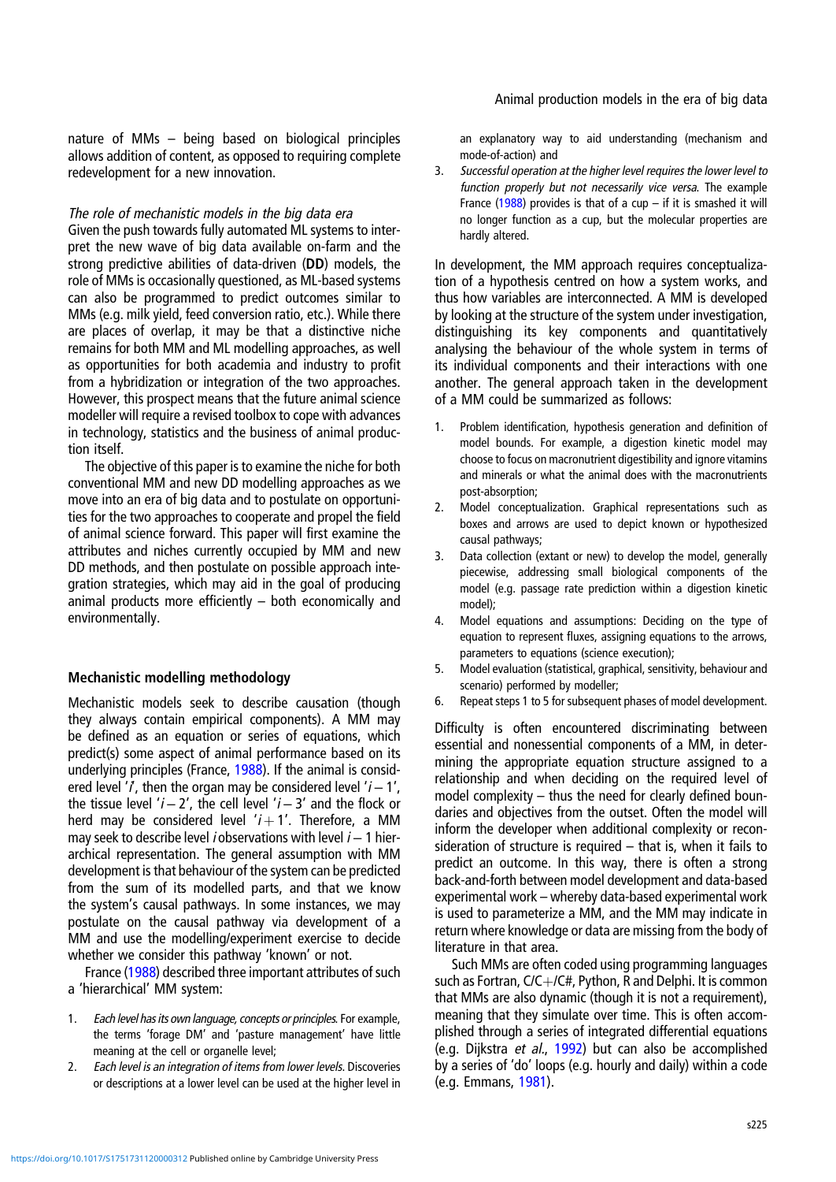nature of MMs – being based on biological principles allows addition of content, as opposed to requiring complete redevelopment for a new innovation.

*The role of mechanistic models in the big data era*

Given the push towards fully automated ML systems to interpret the new wave of big data available on-farm and the strong predictive abilities of data-driven (**DD**) models, the role of MMs is occasionally questioned, as ML-based systems can also be programmed to predict outcomes similar to MMs (e.g. milk yield, feed conversion ratio, etc.). While there are places of overlap, it may be that a distinctive niche remains for both MM and ML modelling approaches, as well as opportunities for both academia and industry to profit from a hybridization or integration of the two approaches. However, this prospect means that the future animal science modeller will require a revised toolbox to cope with advances in technology, statistics and the business of animal production itself.

The objective of this paper is to examine the niche for both conventional MM and new DD modelling approaches as we move into an era of big data and to postulate on opportunities for the two approaches to cooperate and propel the field of animal science forward. This paper will first examine the attributes and niches currently occupied by MM and new DD methods, and then postulate on possible approach integration strategies, which may aid in the goal of producing animal products more efficiently – both economically and environmentally.

## Mechanistic modelling methodology

Mechanistic models seek to describe causation (though they always contain empirical components). A MM may be defined as an equation or series of equations, which predict(s) some aspect of animal performance based on its underlying principles (France, 1988). If the animal is considered level '$i$', then the organ may be considered level '$i-1$', the tissue level '$i-2$', the cell level '$i-3$' and the flock or herd may be considered level '$i+1$'. Therefore, a MM may seek to describe level $i$ observations with level $i-1$ hierarchical representation. The general assumption with MM development is that behaviour of the system can be predicted from the sum of its modelled parts, and that we know the system's causal pathways. In some instances, we may postulate on the causal pathway via development of a MM and use the modelling/experiment exercise to decide whether we consider this pathway 'known' or not.

France (1988) described three important attributes of such a 'hierarchical' MM system:

1. *Each level has its own language, concepts or principles*. For example, the terms 'forage DM' and 'pasture management' have little meaning at the cell or organelle level;
2. *Each level is an integration of items from lower levels*. Discoveries or descriptions at a lower level can be used at the higher level in an explanatory way to aid understanding (mechanism and mode-of-action) and
3. *Successful operation at the higher level requires the lower level to function properly but not necessarily vice versa*. The example France (1988) provides is that of a cup – if it is smashed it will no longer function as a cup, but the molecular properties are hardly altered.

In development, the MM approach requires conceptualization of a hypothesis centred on how a system works, and thus how variables are interconnected. A MM is developed by looking at the structure of the system under investigation, distinguishing its key components and quantitatively analysing the behaviour of the whole system in terms of its individual components and their interactions with one another. The general approach taken in the development of a MM could be summarized as follows:

1. Problem identification, hypothesis generation and definition of model bounds. For example, a digestion kinetic model may choose to focus on macronutrient digestibility and ignore vitamins and minerals or what the animal does with the macronutrients post-absorption;
2. Model conceptualization. Graphical representations such as boxes and arrows are used to depict known or hypothesized causal pathways;
3. Data collection (extant or new) to develop the model, generally piecewise, addressing small biological components of the model (e.g. passage rate prediction within a digestion kinetic model);
4. Model equations and assumptions: Deciding on the type of equation to represent fluxes, assigning equations to the arrows, parameters to equations (science execution);
5. Model evaluation (statistical, graphical, sensitivity, behaviour and scenario) performed by modeller;
6. Repeat steps 1 to 5 for subsequent phases of model development.

Difficulty is often encountered discriminating between essential and nonessential components of a MM, in determining the appropriate equation structure assigned to a relationship and when deciding on the required level of model complexity – thus the need for clearly defined boundaries and objectives from the outset. Often the model will inform the developer when additional complexity or reconsideration of structure is required – that is, when it fails to predict an outcome. In this way, there is often a strong back-and-forth between model development and data-based experimental work – whereby data-based experimental work is used to parameterize a MM, and the MM may indicate in return where knowledge or data are missing from the body of literature in that area.

Such MMs are often coded using programming languages such as Fortran, C/C+/C#, Python, R and Delphi. It is common that MMs are also dynamic (though it is not a requirement), meaning that they simulate over time. This is often accomplished through a series of integrated differential equations (e.g. Dijkstra *et al.*, 1992) but can also be accomplished by a series of 'do' loops (e.g. hourly and daily) within a code (e.g. Emmans, 1981).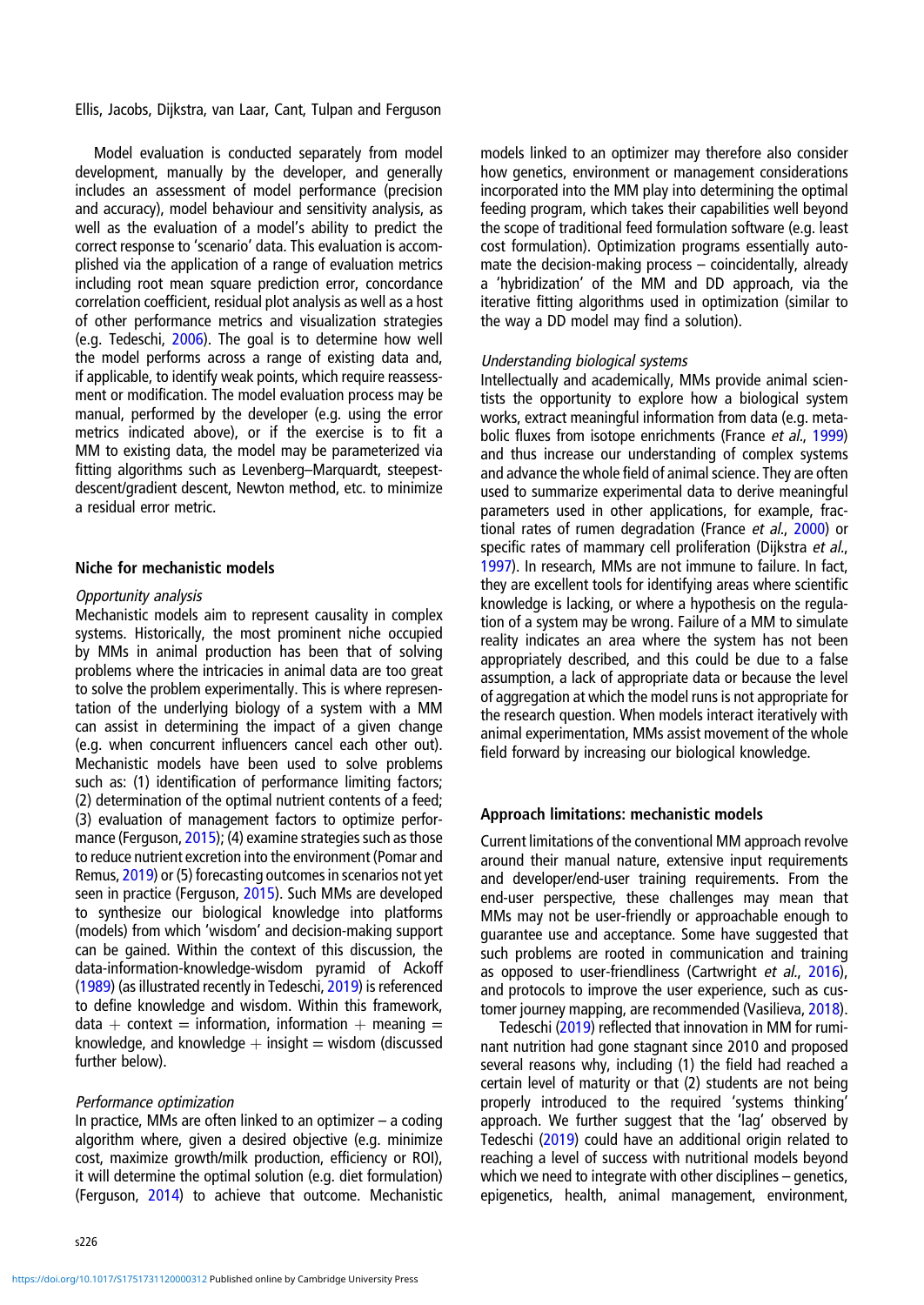Model evaluation is conducted separately from model development, manually by the developer, and generally includes an assessment of model performance (precision and accuracy), model behaviour and sensitivity analysis, as well as the evaluation of a model's ability to predict the correct response to 'scenario' data. This evaluation is accomplished via the application of a range of evaluation metrics including root mean square prediction error, concordance correlation coefficient, residual plot analysis as well as a host of other performance metrics and visualization strategies (e.g. Tedeschi, 2006). The goal is to determine how well the model performs across a range of existing data and, if applicable, to identify weak points, which require reassessment or modification. The model evaluation process may be manual, performed by the developer (e.g. using the error metrics indicated above), or if the exercise is to fit a MM to existing data, the model may be parameterized via fitting algorithms such as Levenberg–Marquardt, steepest-descent/gradient descent, Newton method, etc. to minimize a residual error metric.

## Niche for mechanistic models

### *Opportunity analysis*

Mechanistic models aim to represent causality in complex systems. Historically, the most prominent niche occupied by MMs in animal production has been that of solving problems where the intricacies in animal data are too great to solve the problem experimentally. This is where representation of the underlying biology of a system with a MM can assist in determining the impact of a given change (e.g. when concurrent influencers cancel each other out). Mechanistic models have been used to solve problems such as: (1) identification of performance limiting factors; (2) determination of the optimal nutrient contents of a feed; (3) evaluation of management factors to optimize performance (Ferguson, 2015); (4) examine strategies such as those to reduce nutrient excretion into the environment (Pomar and Remus, 2019) or (5) forecasting outcomes in scenarios not yet seen in practice (Ferguson, 2015). Such MMs are developed to synthesize our biological knowledge into platforms (models) from which 'wisdom' and decision-making support can be gained. Within the context of this discussion, the data-information-knowledge-wisdom pyramid of Ackoff (1989) (as illustrated recently in Tedeschi, 2019) is referenced to define knowledge and wisdom. Within this framework, data + context = information, information + meaning = knowledge, and knowledge + insight = wisdom (discussed further below).

### *Performance optimization*

In practice, MMs are often linked to an optimizer – a coding algorithm where, given a desired objective (e.g. minimize cost, maximize growth/milk production, efficiency or ROI), it will determine the optimal solution (e.g. diet formulation) (Ferguson, 2014) to achieve that outcome. Mechanistic models linked to an optimizer may therefore also consider how genetics, environment or management considerations incorporated into the MM play into determining the optimal feeding program, which takes their capabilities well beyond the scope of traditional feed formulation software (e.g. least cost formulation). Optimization programs essentially automate the decision-making process – coincidentally, already a 'hybridization' of the MM and DD approach, via the iterative fitting algorithms used in optimization (similar to the way a DD model may find a solution).

### *Understanding biological systems*

Intellectually and academically, MMs provide animal scientists the opportunity to explore how a biological system works, extract meaningful information from data (e.g. metabolic fluxes from isotope enrichments (France *et al.*, 1999) and thus increase our understanding of complex systems and advance the whole field of animal science. They are often used to summarize experimental data to derive meaningful parameters used in other applications, for example, fractional rates of rumen degradation (France *et al.*, 2000) or specific rates of mammary cell proliferation (Dijkstra *et al.*, 1997). In research, MMs are not immune to failure. In fact, they are excellent tools for identifying areas where scientific knowledge is lacking, or where a hypothesis on the regulation of a system may be wrong. Failure of a MM to simulate reality indicates an area where the system has not been appropriately described, and this could be due to a false assumption, a lack of appropriate data or because the level of aggregation at which the model runs is not appropriate for the research question. When models interact iteratively with animal experimentation, MMs assist movement of the whole field forward by increasing our biological knowledge.

## Approach limitations: mechanistic models

Current limitations of the conventional MM approach revolve around their manual nature, extensive input requirements and developer/end-user training requirements. From the end-user perspective, these challenges may mean that MMs may not be user-friendly or approachable enough to guarantee use and acceptance. Some have suggested that such problems are rooted in communication and training as opposed to user-friendliness (Cartwright *et al.*, 2016), and protocols to improve the user experience, such as customer journey mapping, are recommended (Vasilieva, 2018).

Tedeschi (2019) reflected that innovation in MM for ruminant nutrition had gone stagnant since 2010 and proposed several reasons why, including (1) the field had reached a certain level of maturity or that (2) students are not being properly introduced to the required 'systems thinking' approach. We further suggest that the 'lag' observed by Tedeschi (2019) could have an additional origin related to reaching a level of success with nutritional models beyond which we need to integrate with other disciplines – genetics, epigenetics, health, animal management, environment,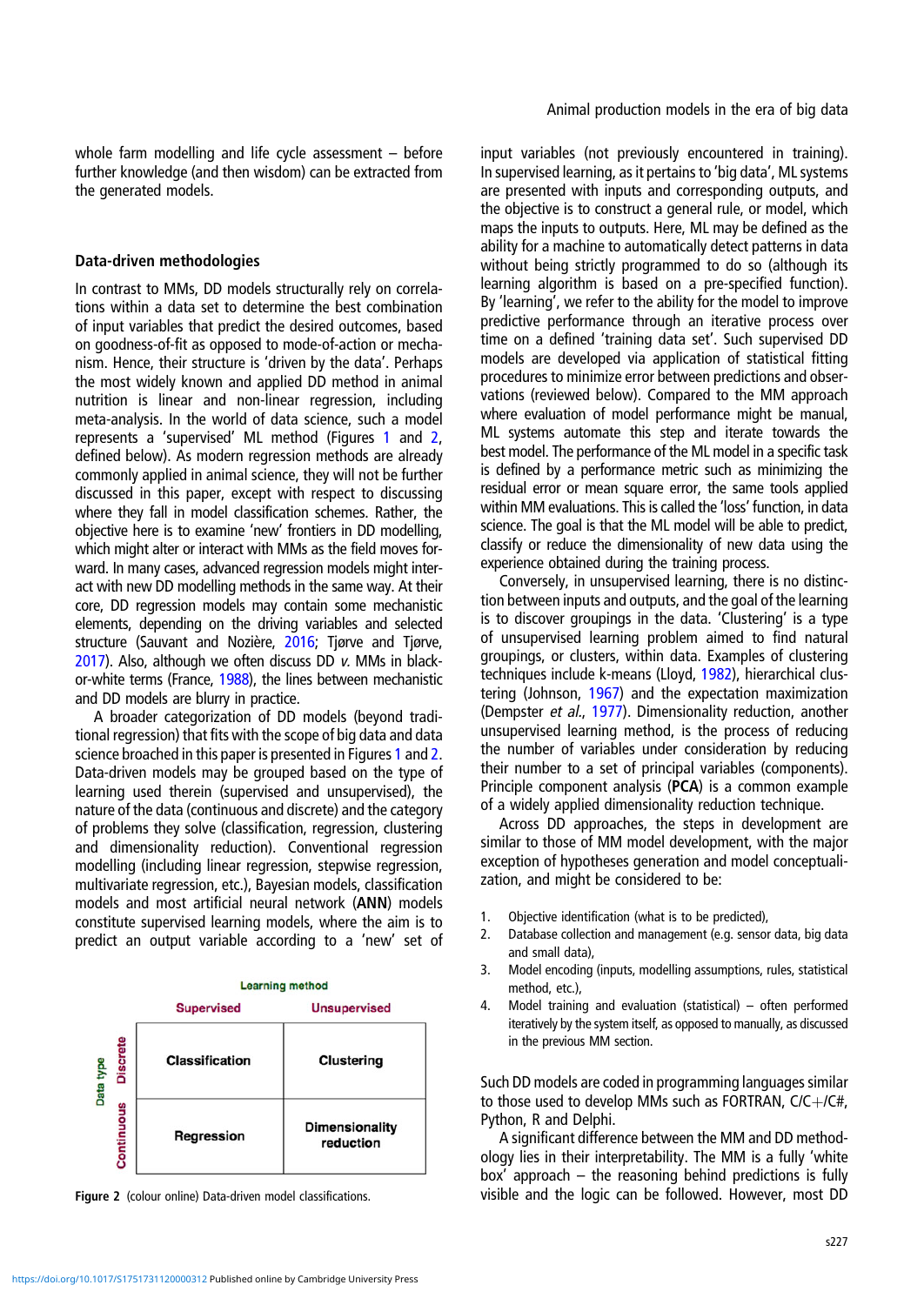whole farm modelling and life cycle assessment – before further knowledge (and then wisdom) can be extracted from the generated models.

## Data-driven methodologies

In contrast to MMs, DD models structurally rely on correlations within a data set to determine the best combination of input variables that predict the desired outcomes, based on goodness-of-fit as opposed to mode-of-action or mechanism. Hence, their structure is 'driven by the data'. Perhaps the most widely known and applied DD method in animal nutrition is linear and non-linear regression, including meta-analysis. In the world of data science, such a model represents a 'supervised' ML method (Figures 1 and 2, defined below). As modern regression methods are already commonly applied in animal science, they will not be further discussed in this paper, except with respect to discussing where they fall in model classification schemes. Rather, the objective here is to examine 'new' frontiers in DD modelling, which might alter or interact with MMs as the field moves forward. In many cases, advanced regression models might interact with new DD modelling methods in the same way. At their core, DD regression models may contain some mechanistic elements, depending on the driving variables and selected structure (Sauvant and Nozière, 2016; Tjørve and Tjørve, 2017). Also, although we often discuss DD *v.* MMs in black-or-white terms (France, 1988), the lines between mechanistic and DD models are blurry in practice.

A broader categorization of DD models (beyond traditional regression) that fits with the scope of big data and data science broached in this paper is presented in Figures 1 and 2. Data-driven models may be grouped based on the type of learning used therein (supervised and unsupervised), the nature of the data (continuous and discrete) and the category of problems they solve (classification, regression, clustering and dimensionality reduction). Conventional regression modelling (including linear regression, stepwise regression, multivariate regression, etc.), Bayesian models, classification models and most artificial neural network (**ANN**) models constitute supervised learning models, where the aim is to predict an output variable according to a 'new' set of input variables (not previously encountered in training). In supervised learning, as it pertains to 'big data', ML systems are presented with inputs and corresponding outputs, and the objective is to construct a general rule, or model, which maps the inputs to outputs. Here, ML may be defined as the ability for a machine to automatically detect patterns in data without being strictly programmed to do so (although its learning algorithm is based on a pre-specified function). By 'learning', we refer to the ability for the model to improve predictive performance through an iterative process over time on a defined 'training data set'. Such supervised DD models are developed via application of statistical fitting procedures to minimize error between predictions and observations (reviewed below). Compared to the MM approach where evaluation of model performance might be manual, ML systems automate this step and iterate towards the best model. The performance of the ML model in a specific task is defined by a performance metric such as minimizing the residual error or mean square error, the same tools applied within MM evaluations. This is called the 'loss' function, in data science. The goal is that the ML model will be able to predict, classify or reduce the dimensionality of new data using the experience obtained during the training process.

| Data type | Learning method: Supervised | Learning method: Unsupervised |
|---|---|---|
| Discrete | Classification | Clustering |
| Continuous | Regression | Dimensionality reduction |

**Figure 2** (colour online) Data-driven model classifications.

Conversely, in unsupervised learning, there is no distinction between inputs and outputs, and the goal of the learning is to discover groupings in the data. 'Clustering' is a type of unsupervised learning problem aimed to find natural groupings, or clusters, within data. Examples of clustering techniques include k-means (Lloyd, 1982), hierarchical clustering (Johnson, 1967) and the expectation maximization (Dempster *et al.*, 1977). Dimensionality reduction, another unsupervised learning method, is the process of reducing the number of variables under consideration by reducing their number to a set of principal variables (components). Principle component analysis (**PCA**) is a common example of a widely applied dimensionality reduction technique.

Across DD approaches, the steps in development are similar to those of MM model development, with the major exception of hypotheses generation and model conceptualization, and might be considered to be:

1. Objective identification (what is to be predicted),
2. Database collection and management (e.g. sensor data, big data and small data),
3. Model encoding (inputs, modelling assumptions, rules, statistical method, etc.),
4. Model training and evaluation (statistical) – often performed iteratively by the system itself, as opposed to manually, as discussed in the previous MM section.

Such DD models are coded in programming languages similar to those used to develop MMs such as FORTRAN, C/C+/C#, Python, R and Delphi.

A significant difference between the MM and DD methodology lies in their interpretability. The MM is a fully 'white box' approach – the reasoning behind predictions is fully visible and the logic can be followed. However, most DD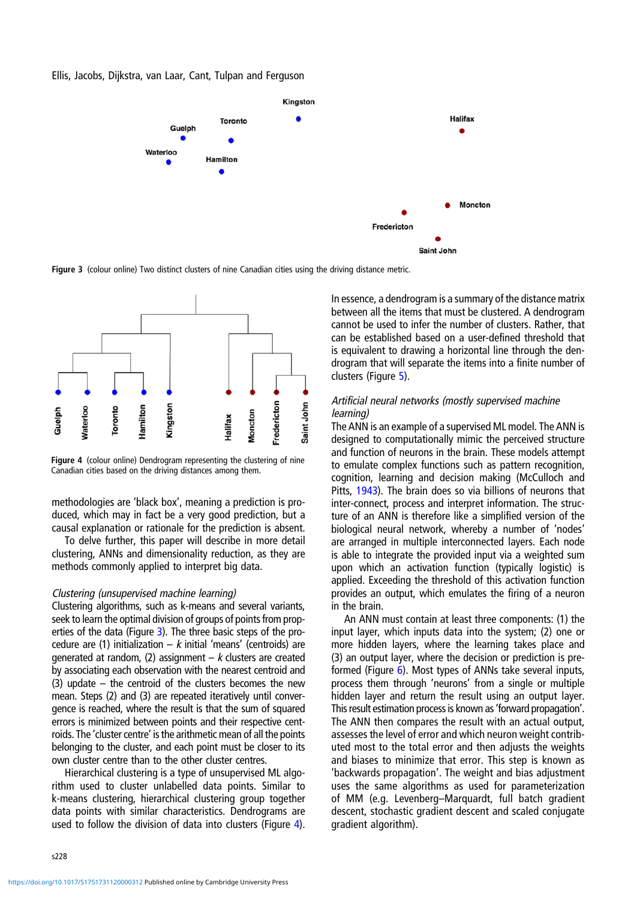Figure 3 (colour online) Two distinct clusters of nine Canadian cities using the driving distance metric.

Figure 4 (colour online) Dendrogram representing the clustering of nine Canadian cities based on the driving distances among them.

methodologies are 'black box', meaning a prediction is produced, which may in fact be a very good prediction, but a causal explanation or rationale for the prediction is absent.

To delve further, this paper will describe in more detail clustering, ANNs and dimensionality reduction, as they are methods commonly applied to interpret big data.

### *Clustering (unsupervised machine learning)*

Clustering algorithms, such as k-means and several variants, seek to learn the optimal division of groups of points from properties of the data (Figure 3). The three basic steps of the procedure are (1) initialization – *k* initial 'means' (centroids) are generated at random, (2) assignment – *k* clusters are created by associating each observation with the nearest centroid and (3) update – the centroid of the clusters becomes the new mean. Steps (2) and (3) are repeated iteratively until convergence is reached, where the result is that the sum of squared errors is minimized between points and their respective centroids. The 'cluster centre' is the arithmetic mean of all the points belonging to the cluster, and each point must be closer to its own cluster centre than to the other cluster centres.

Hierarchical clustering is a type of unsupervised ML algorithm used to cluster unlabelled data points. Similar to k-means clustering, hierarchical clustering group together data points with similar characteristics. Dendrograms are used to follow the division of data into clusters (Figure 4).

In essence, a dendrogram is a summary of the distance matrix between all the items that must be clustered. A dendrogram cannot be used to infer the number of clusters. Rather, that can be established based on a user-defined threshold that is equivalent to drawing a horizontal line through the dendrogram that will separate the items into a finite number of clusters (Figure 5).

### *Artificial neural networks (mostly supervised machine learning)*

The ANN is an example of a supervised ML model. The ANN is designed to computationally mimic the perceived structure and function of neurons in the brain. These models attempt to emulate complex functions such as pattern recognition, cognition, learning and decision making (McCulloch and Pitts, 1943). The brain does so via billions of neurons that inter-connect, process and interpret information. The structure of an ANN is therefore like a simplified version of the biological neural network, whereby a number of 'nodes' are arranged in multiple interconnected layers. Each node is able to integrate the provided input via a weighted sum upon which an activation function (typically logistic) is applied. Exceeding the threshold of this activation function provides an output, which emulates the firing of a neuron in the brain.

An ANN must contain at least three components: (1) the input layer, which inputs data into the system; (2) one or more hidden layers, where the learning takes place and (3) an output layer, where the decision or prediction is preformed (Figure 6). Most types of ANNs take several inputs, process them through 'neurons' from a single or multiple hidden layer and return the result using an output layer. This result estimation process is known as 'forward propagation'. The ANN then compares the result with an actual output, assesses the level of error and which neuron weight contributed most to the total error and then adjusts the weights and biases to minimize that error. This step is known as 'backwards propagation'. The weight and bias adjustment uses the same algorithms as used for parameterization of MM (e.g. Levenberg–Marquardt, full batch gradient descent, stochastic gradient descent and scaled conjugate gradient algorithm).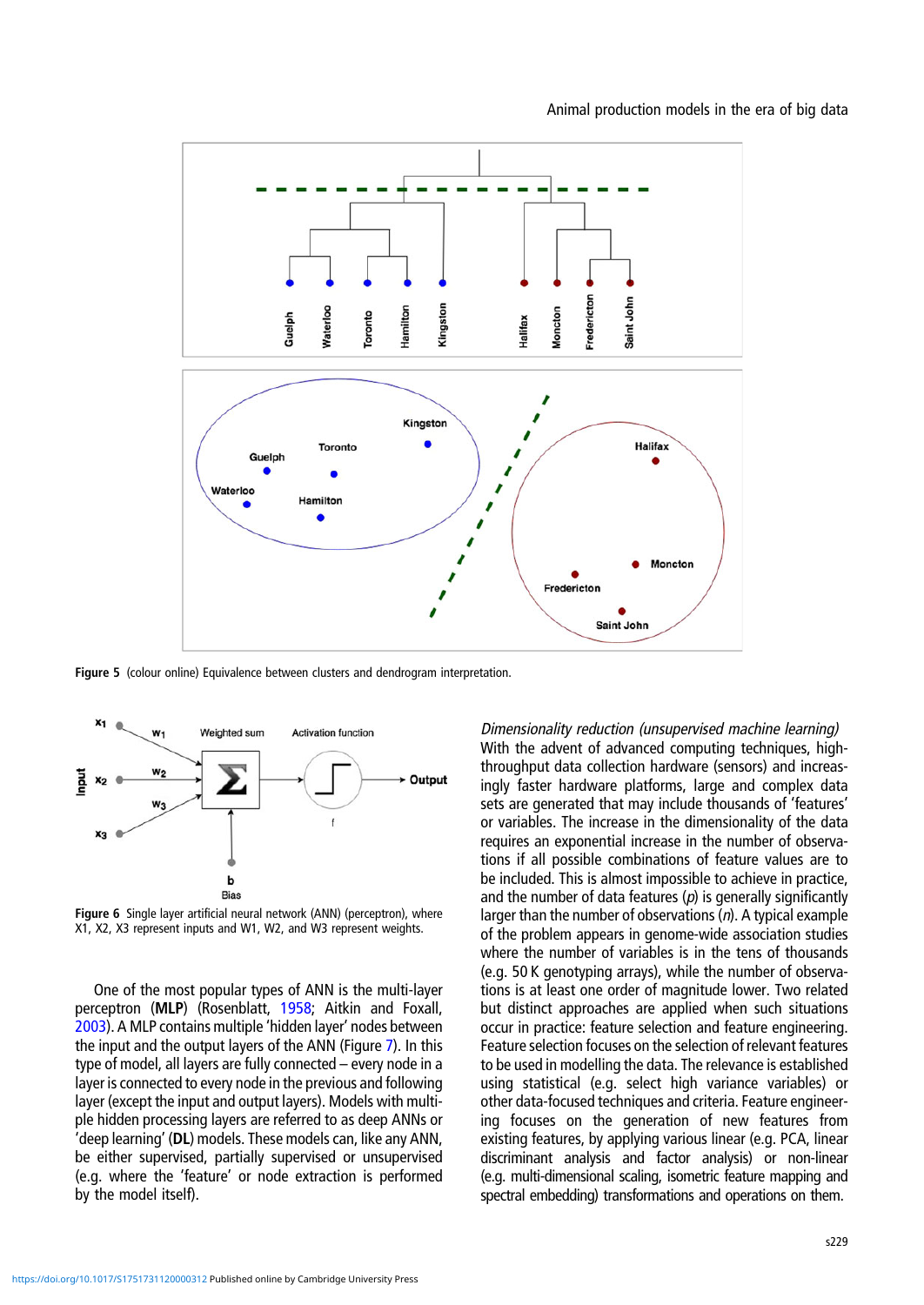Figure 5 (colour online) Equivalence between clusters and dendrogram interpretation.

Figure 6 Single layer artificial neural network (ANN) (perceptron), where X1, X2, X3 represent inputs and W1, W2, and W3 represent weights.

One of the most popular types of ANN is the multi-layer perceptron (**MLP**) (Rosenblatt, 1958; Aitkin and Foxall, 2003). A MLP contains multiple 'hidden layer' nodes between the input and the output layers of the ANN (Figure 7). In this type of model, all layers are fully connected – every node in a layer is connected to every node in the previous and following layer (except the input and output layers). Models with multiple hidden processing layers are referred to as deep ANNs or 'deep learning' (**DL**) models. These models can, like any ANN, be either supervised, partially supervised or unsupervised (e.g. where the 'feature' or node extraction is performed by the model itself).

*Dimensionality reduction (unsupervised machine learning)*
With the advent of advanced computing techniques, high-throughput data collection hardware (sensors) and increasingly faster hardware platforms, large and complex data sets are generated that may include thousands of 'features' or variables. The increase in the dimensionality of the data requires an exponential increase in the number of observations if all possible combinations of feature values are to be included. This is almost impossible to achieve in practice, and the number of data features ($p$) is generally significantly larger than the number of observations ($n$). A typical example of the problem appears in genome-wide association studies where the number of variables is in the tens of thousands (e.g. 50 K genotyping arrays), while the number of observations is at least one order of magnitude lower. Two related but distinct approaches are applied when such situations occur in practice: feature selection and feature engineering. Feature selection focuses on the selection of relevant features to be used in modelling the data. The relevance is established using statistical (e.g. select high variance variables) or other data-focused techniques and criteria. Feature engineering focuses on the generation of new features from existing features, by applying various linear (e.g. PCA, linear discriminant analysis and factor analysis) or non-linear (e.g. multi-dimensional scaling, isometric feature mapping and spectral embedding) transformations and operations on them.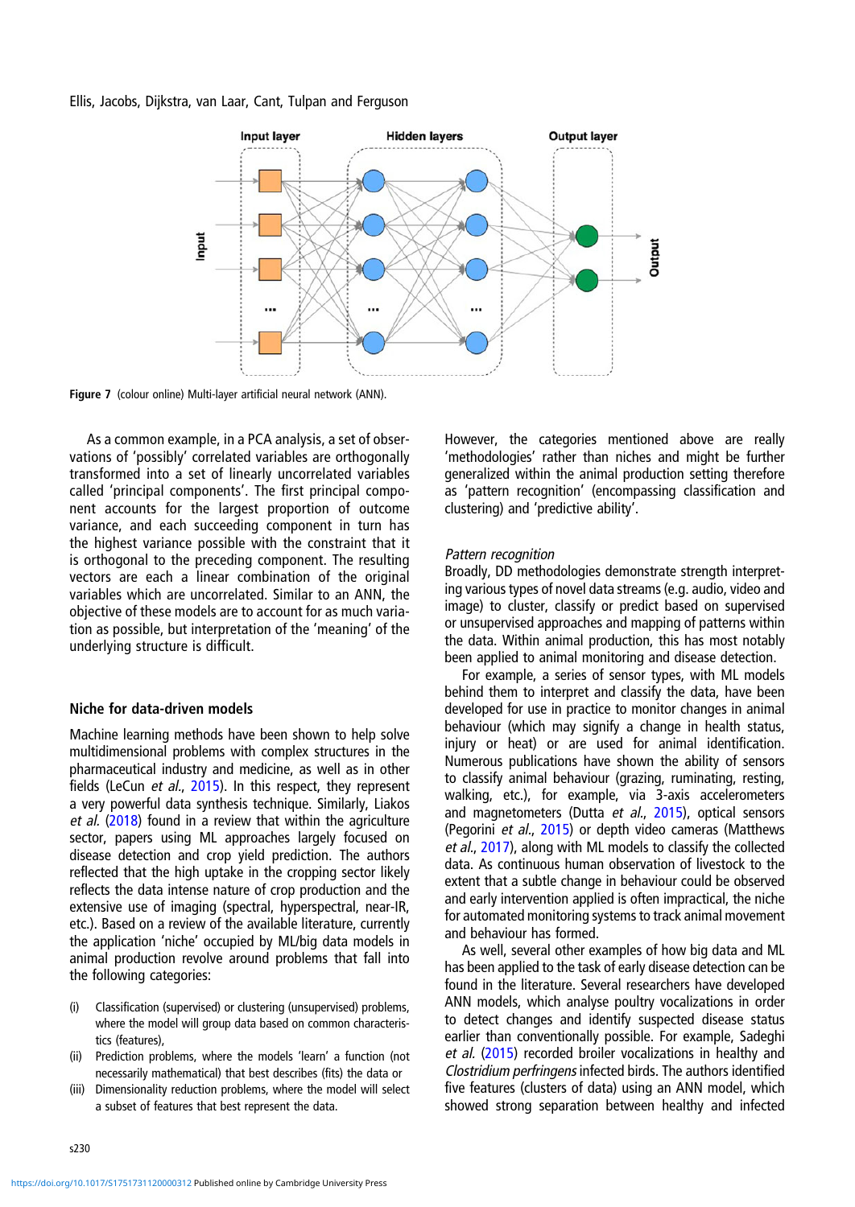Figure 7 (colour online) Multi-layer artificial neural network (ANN).

As a common example, in a PCA analysis, a set of observations of 'possibly' correlated variables are orthogonally transformed into a set of linearly uncorrelated variables called 'principal components'. The first principal component accounts for the largest proportion of outcome variance, and each succeeding component in turn has the highest variance possible with the constraint that it is orthogonal to the preceding component. The resulting vectors are each a linear combination of the original variables which are uncorrelated. Similar to an ANN, the objective of these models are to account for as much variation as possible, but interpretation of the 'meaning' of the underlying structure is difficult.

## Niche for data-driven models

Machine learning methods have been shown to help solve multidimensional problems with complex structures in the pharmaceutical industry and medicine, as well as in other fields (LeCun *et al.*, 2015). In this respect, they represent a very powerful data synthesis technique. Similarly, Liakos *et al.* (2018) found in a review that within the agriculture sector, papers using ML approaches largely focused on disease detection and crop yield prediction. The authors reflected that the high uptake in the cropping sector likely reflects the data intense nature of crop production and the extensive use of imaging (spectral, hyperspectral, near-IR, etc.). Based on a review of the available literature, currently the application 'niche' occupied by ML/big data models in animal production revolve around problems that fall into the following categories:

(i) Classification (supervised) or clustering (unsupervised) problems, where the model will group data based on common characteristics (features),
(ii) Prediction problems, where the models 'learn' a function (not necessarily mathematical) that best describes (fits) the data or
(iii) Dimensionality reduction problems, where the model will select a subset of features that best represent the data.

However, the categories mentioned above are really 'methodologies' rather than niches and might be further generalized within the animal production setting therefore as 'pattern recognition' (encompassing classification and clustering) and 'predictive ability'.

### *Pattern recognition*

Broadly, DD methodologies demonstrate strength interpreting various types of novel data streams (e.g. audio, video and image) to cluster, classify or predict based on supervised or unsupervised approaches and mapping of patterns within the data. Within animal production, this has most notably been applied to animal monitoring and disease detection.

For example, a series of sensor types, with ML models behind them to interpret and classify the data, have been developed for use in practice to monitor changes in animal behaviour (which may signify a change in health status, injury or heat) or are used for animal identification. Numerous publications have shown the ability of sensors to classify animal behaviour (grazing, ruminating, resting, walking, etc.), for example, via 3-axis accelerometers and magnetometers (Dutta *et al.*, 2015), optical sensors (Pegorini *et al.*, 2015) or depth video cameras (Matthews *et al.*, 2017), along with ML models to classify the collected data. As continuous human observation of livestock to the extent that a subtle change in behaviour could be observed and early intervention applied is often impractical, the niche for automated monitoring systems to track animal movement and behaviour has formed.

As well, several other examples of how big data and ML has been applied to the task of early disease detection can be found in the literature. Several researchers have developed ANN models, which analyse poultry vocalizations in order to detect changes and identify suspected disease status earlier than conventionally possible. For example, Sadeghi *et al.* (2015) recorded broiler vocalizations in healthy and *Clostridium perfringens* infected birds. The authors identified five features (clusters of data) using an ANN model, which showed strong separation between healthy and infected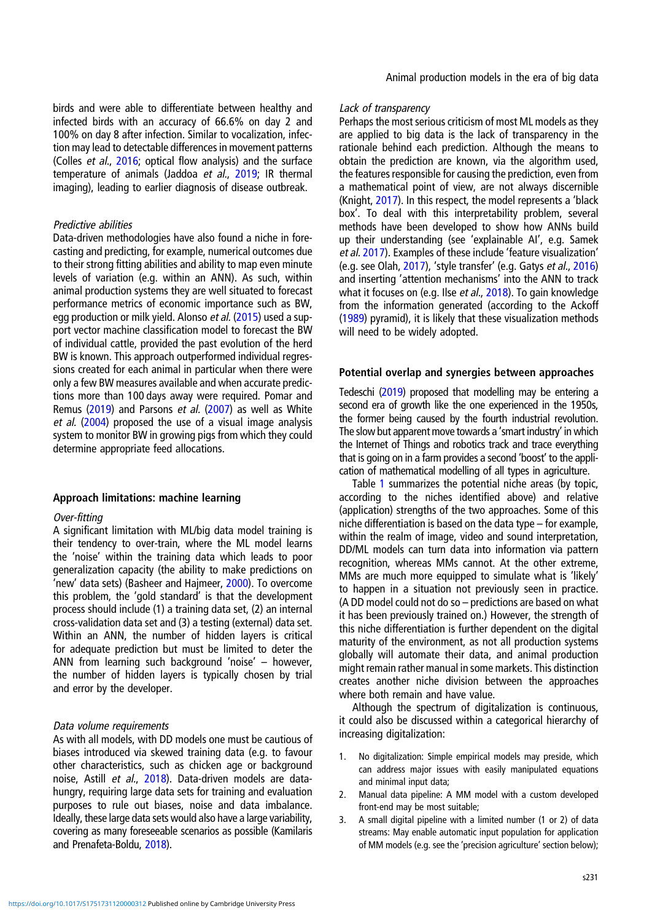birds and were able to differentiate between healthy and infected birds with an accuracy of 66.6% on day 2 and 100% on day 8 after infection. Similar to vocalization, infection may lead to detectable differences in movement patterns (Colles *et al.*, 2016; optical flow analysis) and the surface temperature of animals (Jaddoa *et al.*, 2019; IR thermal imaging), leading to earlier diagnosis of disease outbreak.

#### *Predictive abilities*

Data-driven methodologies have also found a niche in forecasting and predicting, for example, numerical outcomes due to their strong fitting abilities and ability to map even minute levels of variation (e.g. within an ANN). As such, within animal production systems they are well situated to forecast performance metrics of economic importance such as BW, egg production or milk yield. Alonso *et al.* (2015) used a support vector machine classification model to forecast the BW of individual cattle, provided the past evolution of the herd BW is known. This approach outperformed individual regressions created for each animal in particular when there were only a few BW measures available and when accurate predictions more than 100 days away were required. Pomar and Remus (2019) and Parsons *et al.* (2007) as well as White *et al.* (2004) proposed the use of a visual image analysis system to monitor BW in growing pigs from which they could determine appropriate feed allocations.

### Approach limitations: machine learning

#### *Over-fitting*

A significant limitation with ML/big data model training is their tendency to over-train, where the ML model learns the 'noise' within the training data which leads to poor generalization capacity (the ability to make predictions on 'new' data sets) (Basheer and Hajmeer, 2000). To overcome this problem, the 'gold standard' is that the development process should include (1) a training data set, (2) an internal cross-validation data set and (3) a testing (external) data set. Within an ANN, the number of hidden layers is critical for adequate prediction but must be limited to deter the ANN from learning such background 'noise' – however, the number of hidden layers is typically chosen by trial and error by the developer.

#### *Data volume requirements*

As with all models, with DD models one must be cautious of biases introduced via skewed training data (e.g. to favour other characteristics, such as chicken age or background noise, Astill *et al.*, 2018). Data-driven models are data-hungry, requiring large data sets for training and evaluation purposes to rule out biases, noise and data imbalance. Ideally, these large data sets would also have a large variability, covering as many foreseeable scenarios as possible (Kamilaris and Prenafeta-Boldu, 2018).

#### *Lack of transparency*

Perhaps the most serious criticism of most ML models as they are applied to big data is the lack of transparency in the rationale behind each prediction. Although the means to obtain the prediction are known, via the algorithm used, the features responsible for causing the prediction, even from a mathematical point of view, are not always discernible (Knight, 2017). In this respect, the model represents a 'black box'. To deal with this interpretability problem, several methods have been developed to show how ANNs build up their understanding (see 'explainable AI', e.g. Samek *et al.* 2017). Examples of these include 'feature visualization' (e.g. see Olah, 2017), 'style transfer' (e.g. Gatys *et al.*, 2016) and inserting 'attention mechanisms' into the ANN to track what it focuses on (e.g. Ilse *et al.*, 2018). To gain knowledge from the information generated (according to the Ackoff (1989) pyramid), it is likely that these visualization methods will need to be widely adopted.

### Potential overlap and synergies between approaches

Tedeschi (2019) proposed that modelling may be entering a second era of growth like the one experienced in the 1950s, the former being caused by the fourth industrial revolution. The slow but apparent move towards a 'smart industry' in which the Internet of Things and robotics track and trace everything that is going on in a farm provides a second 'boost' to the application of mathematical modelling of all types in agriculture.

Table 1 summarizes the potential niche areas (by topic, according to the niches identified above) and relative (application) strengths of the two approaches. Some of this niche differentiation is based on the data type – for example, within the realm of image, video and sound interpretation, DD/ML models can turn data into information via pattern recognition, whereas MMs cannot. At the other extreme, MMs are much more equipped to simulate what is 'likely' to happen in a situation not previously seen in practice. (A DD model could not do so – predictions are based on what it has been previously trained on.) However, the strength of this niche differentiation is further dependent on the digital maturity of the environment, as not all production systems globally will automate their data, and animal production might remain rather manual in some markets. This distinction creates another niche division between the approaches where both remain and have value.

Although the spectrum of digitalization is continuous, it could also be discussed within a categorical hierarchy of increasing digitalization:

1. No digitalization: Simple empirical models may preside, which can address major issues with easily manipulated equations and minimal input data;
2. Manual data pipeline: A MM model with a custom developed front-end may be most suitable;
3. A small digital pipeline with a limited number (1 or 2) of data streams: May enable automatic input population for application of MM models (e.g. see the 'precision agriculture' section below);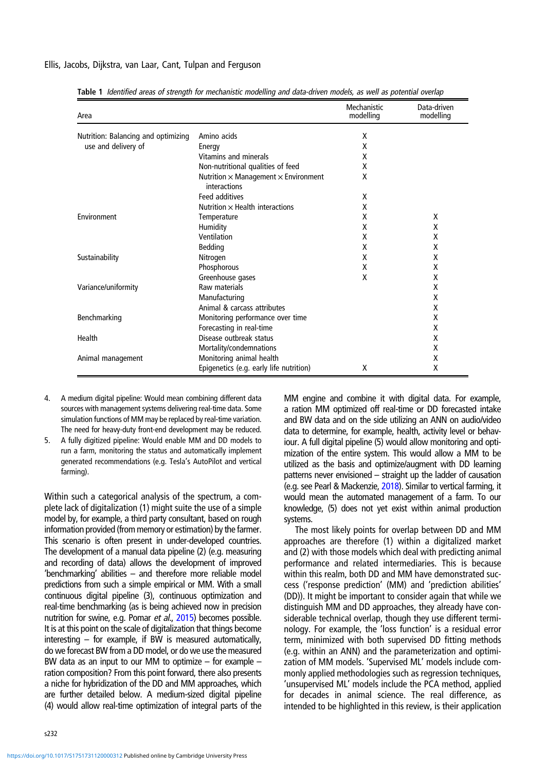**Table 1** *Identified areas of strength for mechanistic modelling and data-driven models, as well as potential overlap*

| Area | | Mechanistic modelling | Data-driven modelling |
|---|---|---|---|
| Nutrition: Balancing and optimizing use and delivery of | Amino acids | X | |
| | Energy | X | |
| | Vitamins and minerals | X | |
| | Non-nutritional qualities of feed | X | |
| | Nutrition × Management × Environment interactions | X | |
| | Feed additives | X | |
| | Nutrition × Health interactions | X | |
| Environment | Temperature | X | X |
| | Humidity | X | X |
| | Ventilation | X | X |
| | Bedding | X | X |
| Sustainability | Nitrogen | X | X |
| | Phosphorous | X | X |
| | Greenhouse gases | X | X |
| Variance/uniformity | Raw materials | | X |
| | Manufacturing | | X |
| | Animal & carcass attributes | | X |
| Benchmarking | Monitoring performance over time | | X |
| | Forecasting in real-time | | X |
| Health | Disease outbreak status | | X |
| | Mortality/condemnations | | X |
| Animal management | Monitoring animal health | | X |
| | Epigenetics (e.g. early life nutrition) | X | X |

4. A medium digital pipeline: Would mean combining different data sources with management systems delivering real-time data. Some simulation functions of MM may be replaced by real-time variation. The need for heavy-duty front-end development may be reduced.
5. A fully digitized pipeline: Would enable MM and DD models to run a farm, monitoring the status and automatically implement generated recommendations (e.g. Tesla's AutoPilot and vertical farming).

Within such a categorical analysis of the spectrum, a complete lack of digitalization (1) might suite the use of a simple model by, for example, a third party consultant, based on rough information provided (from memory or estimation) by the farmer. This scenario is often present in under-developed countries. The development of a manual data pipeline (2) (e.g. measuring and recording of data) allows the development of improved 'benchmarking' abilities – and therefore more reliable model predictions from such a simple empirical or MM. With a small continuous digital pipeline (3), continuous optimization and real-time benchmarking (as is being achieved now in precision nutrition for swine, e.g. Pomar *et al.*, 2015) becomes possible. It is at this point on the scale of digitalization that things become interesting – for example, if BW is measured automatically, do we forecast BW from a DD model, or do we use the measured BW data as an input to our MM to optimize – for example – ration composition? From this point forward, there also presents a niche for hybridization of the DD and MM approaches, which are further detailed below. A medium-sized digital pipeline (4) would allow real-time optimization of integral parts of the MM engine and combine it with digital data. For example, a ration MM optimized off real-time or DD forecasted intake and BW data and on the side utilizing an ANN on audio/video data to determine, for example, health, activity level or behaviour. A full digital pipeline (5) would allow monitoring and optimization of the entire system. This would allow a MM to be utilized as the basis and optimize/augment with DD learning patterns never envisioned – straight up the ladder of causation (e.g. see Pearl & Mackenzie, 2018). Similar to vertical farming, it would mean the automated management of a farm. To our knowledge, (5) does not yet exist within animal production systems.

The most likely points for overlap between DD and MM approaches are therefore (1) within a digitalized market and (2) with those models which deal with predicting animal performance and related intermediaries. This is because within this realm, both DD and MM have demonstrated success ('response prediction' (MM) and 'prediction abilities' (DD)). It might be important to consider again that while we distinguish MM and DD approaches, they already have considerable technical overlap, though they use different terminology. For example, the 'loss function' is a residual error term, minimized with both supervised DD fitting methods (e.g. within an ANN) and the parameterization and optimization of MM models. 'Supervised ML' models include commonly applied methodologies such as regression techniques, 'unsupervised ML' models include the PCA method, applied for decades in animal science. The real difference, as intended to be highlighted in this review, is their application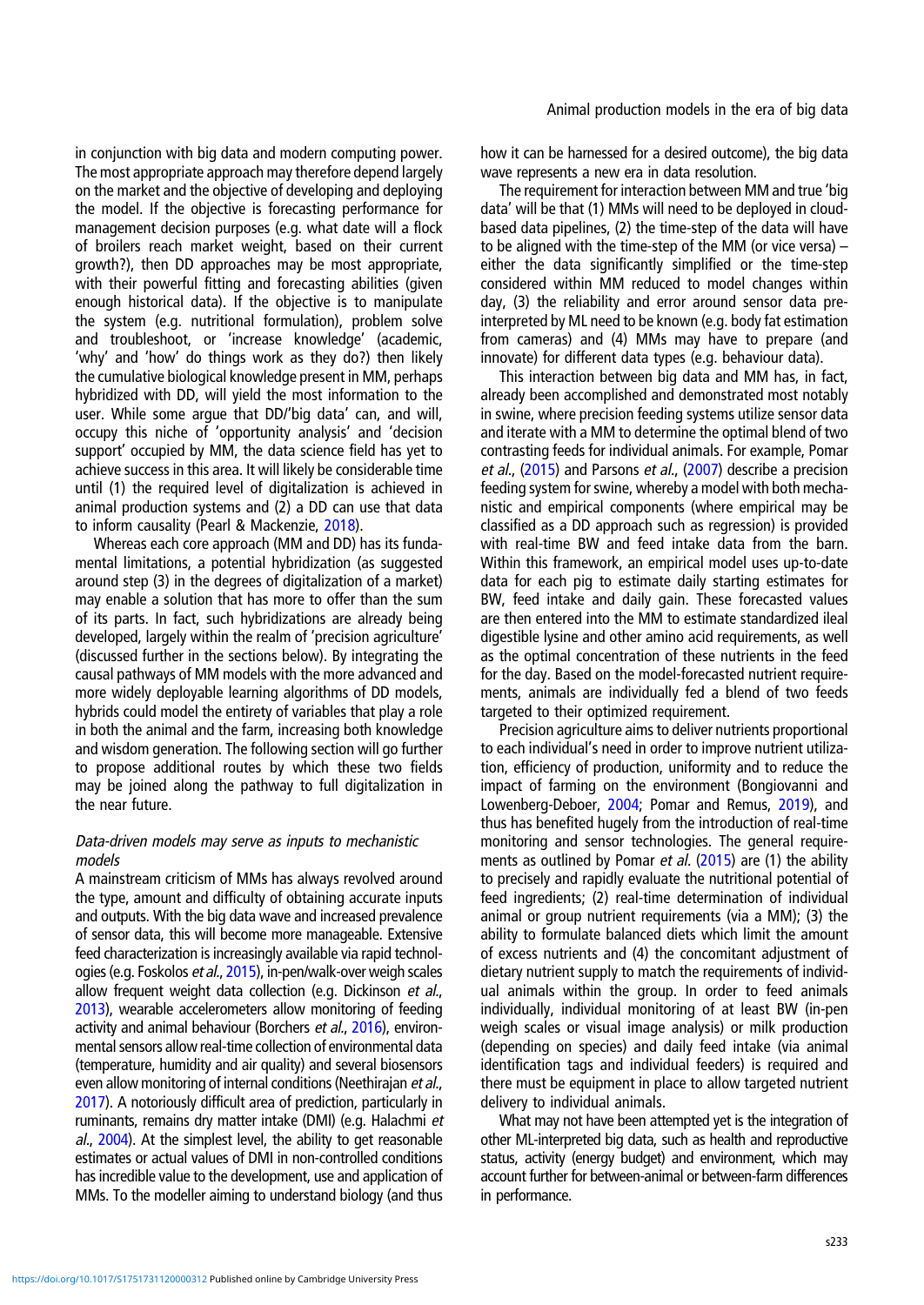in conjunction with big data and modern computing power. The most appropriate approach may therefore depend largely on the market and the objective of developing and deploying the model. If the objective is forecasting performance for management decision purposes (e.g. what date will a flock of broilers reach market weight, based on their current growth?), then DD approaches may be most appropriate, with their powerful fitting and forecasting abilities (given enough historical data). If the objective is to manipulate the system (e.g. nutritional formulation), problem solve and troubleshoot, or 'increase knowledge' (academic, 'why' and 'how' do things work as they do?) then likely the cumulative biological knowledge present in MM, perhaps hybridized with DD, will yield the most information to the user. While some argue that DD/'big data' can, and will, occupy this niche of 'opportunity analysis' and 'decision support' occupied by MM, the data science field has yet to achieve success in this area. It will likely be considerable time until (1) the required level of digitalization is achieved in animal production systems and (2) a DD can use that data to inform causality (Pearl & Mackenzie, 2018).

Whereas each core approach (MM and DD) has its fundamental limitations, a potential hybridization (as suggested around step (3) in the degrees of digitalization of a market) may enable a solution that has more to offer than the sum of its parts. In fact, such hybridizations are already being developed, largely within the realm of 'precision agriculture' (discussed further in the sections below). By integrating the causal pathways of MM models with the more advanced and more widely deployable learning algorithms of DD models, hybrids could model the entirety of variables that play a role in both the animal and the farm, increasing both knowledge and wisdom generation. The following section will go further to propose additional routes by which these two fields may be joined along the pathway to full digitalization in the near future.

### *Data-driven models may serve as inputs to mechanistic models*

A mainstream criticism of MMs has always revolved around the type, amount and difficulty of obtaining accurate inputs and outputs. With the big data wave and increased prevalence of sensor data, this will become more manageable. Extensive feed characterization is increasingly available via rapid technologies (e.g. Foskolos *et al.*, 2015), in-pen/walk-over weigh scales allow frequent weight data collection (e.g. Dickinson *et al.*, 2013), wearable accelerometers allow monitoring of feeding activity and animal behaviour (Borchers *et al.*, 2016), environmental sensors allow real-time collection of environmental data (temperature, humidity and air quality) and several biosensors even allow monitoring of internal conditions (Neethirajan *et al.*, 2017). A notoriously difficult area of prediction, particularly in ruminants, remains dry matter intake (DMI) (e.g. Halachmi *et al.*, 2004). At the simplest level, the ability to get reasonable estimates or actual values of DMI in non-controlled conditions has incredible value to the development, use and application of MMs. To the modeller aiming to understand biology (and thus how it can be harnessed for a desired outcome), the big data wave represents a new era in data resolution.

The requirement for interaction between MM and true 'big data' will be that (1) MMs will need to be deployed in cloud-based data pipelines, (2) the time-step of the data will have to be aligned with the time-step of the MM (or vice versa) – either the data significantly simplified or the time-step considered within MM reduced to model changes within day, (3) the reliability and error around sensor data pre-interpreted by ML need to be known (e.g. body fat estimation from cameras) and (4) MMs may have to prepare (and innovate) for different data types (e.g. behaviour data).

This interaction between big data and MM has, in fact, already been accomplished and demonstrated most notably in swine, where precision feeding systems utilize sensor data and iterate with a MM to determine the optimal blend of two contrasting feeds for individual animals. For example, Pomar *et al.*, (2015) and Parsons *et al.*, (2007) describe a precision feeding system for swine, whereby a model with both mechanistic and empirical components (where empirical may be classified as a DD approach such as regression) is provided with real-time BW and feed intake data from the barn. Within this framework, an empirical model uses up-to-date data for each pig to estimate daily starting estimates for BW, feed intake and daily gain. These forecasted values are then entered into the MM to estimate standardized ileal digestible lysine and other amino acid requirements, as well as the optimal concentration of these nutrients in the feed for the day. Based on the model-forecasted nutrient requirements, animals are individually fed a blend of two feeds targeted to their optimized requirement.

Precision agriculture aims to deliver nutrients proportional to each individual's need in order to improve nutrient utilization, efficiency of production, uniformity and to reduce the impact of farming on the environment (Bongiovanni and Lowenberg-Deboer, 2004; Pomar and Remus, 2019), and thus has benefited hugely from the introduction of real-time monitoring and sensor technologies. The general requirements as outlined by Pomar *et al.* (2015) are (1) the ability to precisely and rapidly evaluate the nutritional potential of feed ingredients; (2) real-time determination of individual animal or group nutrient requirements (via a MM); (3) the ability to formulate balanced diets which limit the amount of excess nutrients and (4) the concomitant adjustment of dietary nutrient supply to match the requirements of individual animals within the group. In order to feed animals individually, individual monitoring of at least BW (in-pen weigh scales or visual image analysis) or milk production (depending on species) and daily feed intake (via animal identification tags and individual feeders) is required and there must be equipment in place to allow targeted nutrient delivery to individual animals.

What may not have been attempted yet is the integration of other ML-interpreted big data, such as health and reproductive status, activity (energy budget) and environment, which may account further for between-animal or between-farm differences in performance.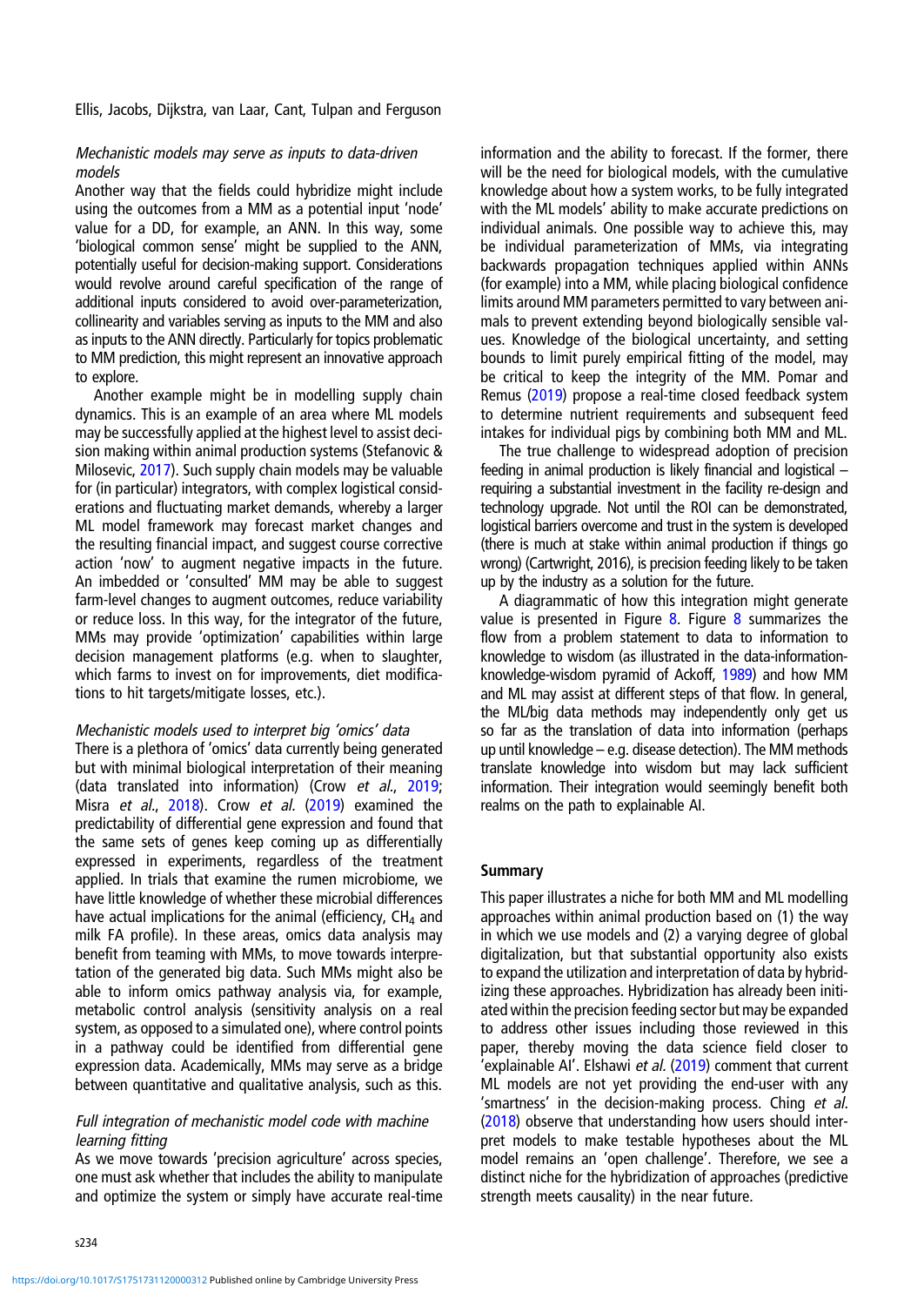#### *Mechanistic models may serve as inputs to data-driven models*

Another way that the fields could hybridize might include using the outcomes from a MM as a potential input 'node' value for a DD, for example, an ANN. In this way, some 'biological common sense' might be supplied to the ANN, potentially useful for decision-making support. Considerations would revolve around careful specification of the range of additional inputs considered to avoid over-parameterization, collinearity and variables serving as inputs to the MM and also as inputs to the ANN directly. Particularly for topics problematic to MM prediction, this might represent an innovative approach to explore.

Another example might be in modelling supply chain dynamics. This is an example of an area where ML models may be successfully applied at the highest level to assist decision making within animal production systems (Stefanovic & Milosevic, 2017). Such supply chain models may be valuable for (in particular) integrators, with complex logistical considerations and fluctuating market demands, whereby a larger ML model framework may forecast market changes and the resulting financial impact, and suggest course corrective action 'now' to augment negative impacts in the future. An imbedded or 'consulted' MM may be able to suggest farm-level changes to augment outcomes, reduce variability or reduce loss. In this way, for the integrator of the future, MMs may provide 'optimization' capabilities within large decision management platforms (e.g. when to slaughter, which farms to invest on for improvements, diet modifications to hit targets/mitigate losses, etc.).

#### *Mechanistic models used to interpret big 'omics' data*

There is a plethora of 'omics' data currently being generated but with minimal biological interpretation of their meaning (data translated into information) (Crow *et al*., 2019; Misra *et al*., 2018). Crow *et al.* (2019) examined the predictability of differential gene expression and found that the same sets of genes keep coming up as differentially expressed in experiments, regardless of the treatment applied. In trials that examine the rumen microbiome, we have little knowledge of whether these microbial differences have actual implications for the animal (efficiency, $CH_4$ and milk FA profile). In these areas, omics data analysis may benefit from teaming with MMs, to move towards interpretation of the generated big data. Such MMs might also be able to inform omics pathway analysis via, for example, metabolic control analysis (sensitivity analysis on a real system, as opposed to a simulated one), where control points in a pathway could be identified from differential gene expression data. Academically, MMs may serve as a bridge between quantitative and qualitative analysis, such as this.

#### *Full integration of mechanistic model code with machine learning fitting*

As we move towards 'precision agriculture' across species, one must ask whether that includes the ability to manipulate and optimize the system or simply have accurate real-time information and the ability to forecast. If the former, there will be the need for biological models, with the cumulative knowledge about how a system works, to be fully integrated with the ML models' ability to make accurate predictions on individual animals. One possible way to achieve this, may be individual parameterization of MMs, via integrating backwards propagation techniques applied within ANNs (for example) into a MM, while placing biological confidence limits around MM parameters permitted to vary between animals to prevent extending beyond biologically sensible values. Knowledge of the biological uncertainty, and setting bounds to limit purely empirical fitting of the model, may be critical to keep the integrity of the MM. Pomar and Remus (2019) propose a real-time closed feedback system to determine nutrient requirements and subsequent feed intakes for individual pigs by combining both MM and ML.

The true challenge to widespread adoption of precision feeding in animal production is likely financial and logistical – requiring a substantial investment in the facility re-design and technology upgrade. Not until the ROI can be demonstrated, logistical barriers overcome and trust in the system is developed (there is much at stake within animal production if things go wrong) (Cartwright, 2016), is precision feeding likely to be taken up by the industry as a solution for the future.

A diagrammatic of how this integration might generate value is presented in Figure 8. Figure 8 summarizes the flow from a problem statement to data to information to knowledge to wisdom (as illustrated in the data-information-knowledge-wisdom pyramid of Ackoff, 1989) and how MM and ML may assist at different steps of that flow. In general, the ML/big data methods may independently only get us so far as the translation of data into information (perhaps up until knowledge – e.g. disease detection). The MM methods translate knowledge into wisdom but may lack sufficient information. Their integration would seemingly benefit both realms on the path to explainable AI.

## Summary

This paper illustrates a niche for both MM and ML modelling approaches within animal production based on (1) the way in which we use models and (2) a varying degree of global digitalization, but that substantial opportunity also exists to expand the utilization and interpretation of data by hybridizing these approaches. Hybridization has already been initiated within the precision feeding sector but may be expanded to address other issues including those reviewed in this paper, thereby moving the data science field closer to 'explainable AI'. Elshawi *et al.* (2019) comment that current ML models are not yet providing the end-user with any 'smartness' in the decision-making process. Ching *et al.* (2018) observe that understanding how users should interpret models to make testable hypotheses about the ML model remains an 'open challenge'. Therefore, we see a distinct niche for the hybridization of approaches (predictive strength meets causality) in the near future.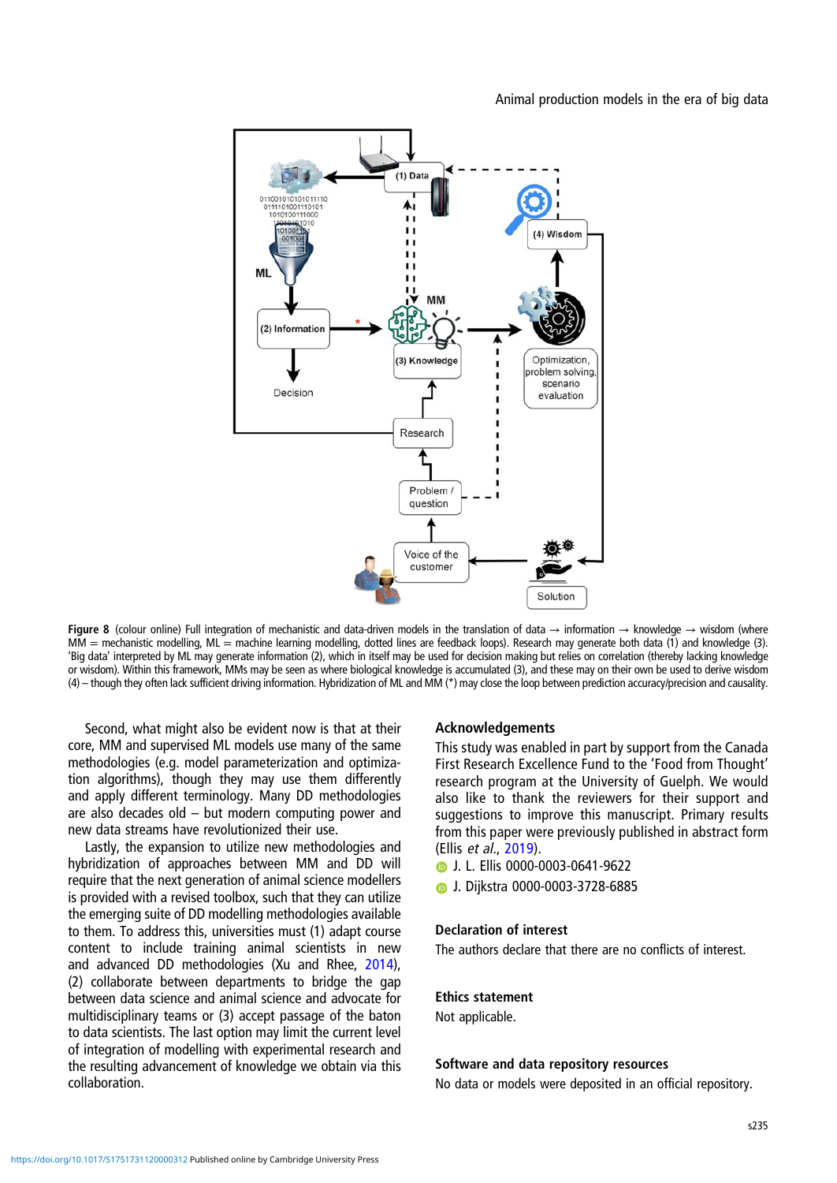Figure 8 (colour online) Full integration of mechanistic and data-driven models in the translation of data → information → knowledge → wisdom (where MM = mechanistic modelling, ML = machine learning modelling, dotted lines are feedback loops). Research may generate both data (1) and knowledge (3). 'Big data' interpreted by ML may generate information (2), which in itself may be used for decision making but relies on correlation (thereby lacking knowledge or wisdom). Within this framework, MMs may be seen as where biological knowledge is accumulated (3), and these may on their own be used to derive wisdom (4) – though they often lack sufficient driving information. Hybridization of ML and MM (*) may close the loop between prediction accuracy/precision and causality.

Second, what might also be evident now is that at their core, MM and supervised ML models use many of the same methodologies (e.g. model parameterization and optimization algorithms), though they may use them differently and apply different terminology. Many DD methodologies are also decades old – but modern computing power and new data streams have revolutionized their use.

Lastly, the expansion to utilize new methodologies and hybridization of approaches between MM and DD will require that the next generation of animal science modellers is provided with a revised toolbox, such that they can utilize the emerging suite of DD modelling methodologies available to them. To address this, universities must (1) adapt course content to include training animal scientists in new and advanced DD methodologies (Xu and Rhee, 2014), (2) collaborate between departments to bridge the gap between data science and animal science and advocate for multidisciplinary teams or (3) accept passage of the baton to data scientists. The last option may limit the current level of integration of modelling with experimental research and the resulting advancement of knowledge we obtain via this collaboration.

## Acknowledgements

This study was enabled in part by support from the Canada First Research Excellence Fund to the 'Food from Thought' research program at the University of Guelph. We would also like to thank the reviewers for their support and suggestions to improve this manuscript. Primary results from this paper were previously published in abstract form (Ellis *et al.*, 2019).

J. L. Ellis 0000-0003-0641-9622

J. Dijkstra 0000-0003-3728-6885

## Declaration of interest

The authors declare that there are no conflicts of interest.

## Ethics statement

Not applicable.

## Software and data repository resources

No data or models were deposited in an official repository.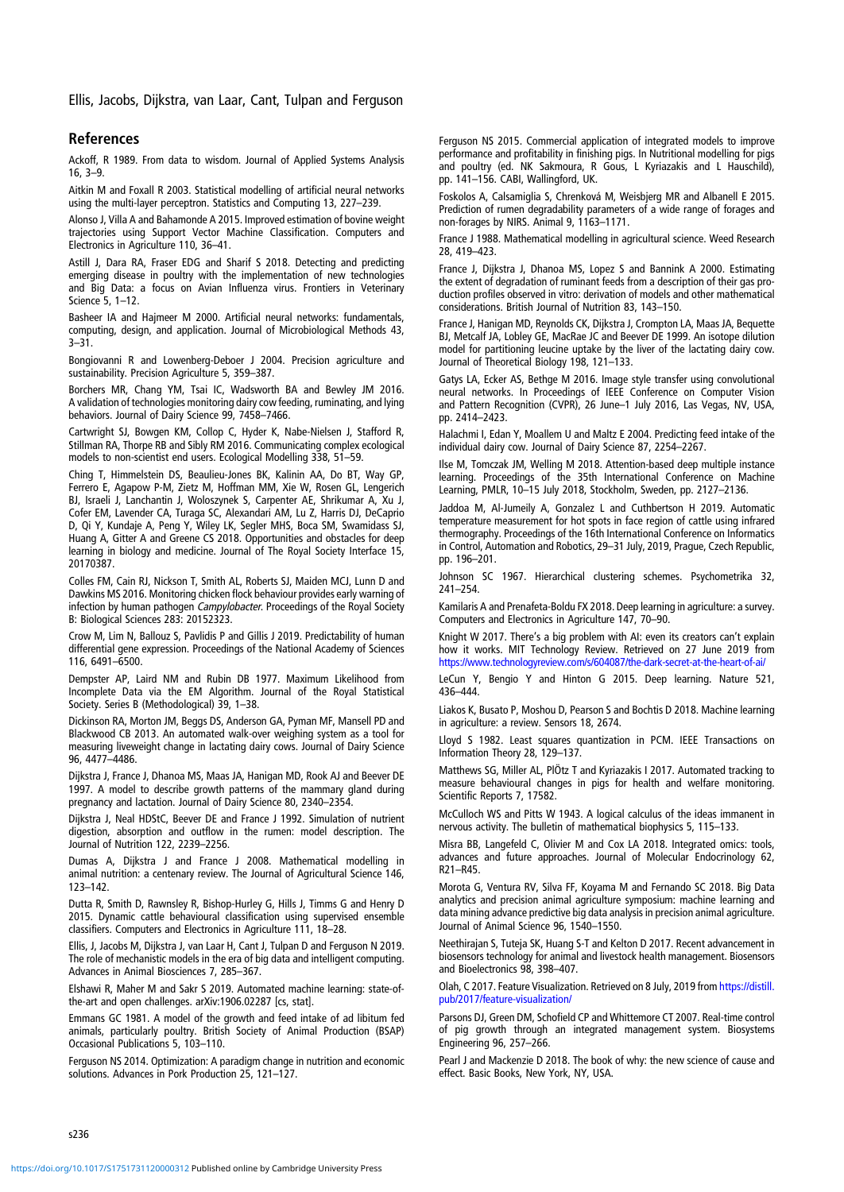## References

Ackoff, R 1989. From data to wisdom. Journal of Applied Systems Analysis 16, 3–9.

Aitkin M and Foxall R 2003. Statistical modelling of artificial neural networks using the multi-layer perceptron. Statistics and Computing 13, 227–239.

Alonso J, Villa A and Bahamonde A 2015. Improved estimation of bovine weight trajectories using Support Vector Machine Classification. Computers and Electronics in Agriculture 110, 36–41.

Astill J, Dara RA, Fraser EDG and Sharif S 2018. Detecting and predicting emerging disease in poultry with the implementation of new technologies and Big Data: a focus on Avian Influenza virus. Frontiers in Veterinary Science 5, 1–12.

Basheer IA and Hajmeer M 2000. Artificial neural networks: fundamentals, computing, design, and application. Journal of Microbiological Methods 43, 3–31.

Bongiovanni R and Lowenberg-Deboer J 2004. Precision agriculture and sustainability. Precision Agriculture 5, 359–387.

Borchers MR, Chang YM, Tsai IC, Wadsworth BA and Bewley JM 2016. A validation of technologies monitoring dairy cow feeding, ruminating, and lying behaviors. Journal of Dairy Science 99, 7458–7466.

Cartwright SJ, Bowgen KM, Collop C, Hyder K, Nabe-Nielsen J, Stafford R, Stillman RA, Thorpe RB and Sibly RM 2016. Communicating complex ecological models to non-scientist end users. Ecological Modelling 338, 51–59.

Ching T, Himmelstein DS, Beaulieu-Jones BK, Kalinin AA, Do BT, Way GP, Ferrero E, Agapow P-M, Zietz M, Hoffman MM, Xie W, Rosen GL, Lengerich BJ, Israeli J, Lanchantin J, Woloszynek S, Carpenter AE, Shrikumar A, Xu J, Cofer EM, Lavender CA, Turaga SC, Alexandari AM, Lu Z, Harris DJ, DeCaprio D, Qi Y, Kundaje A, Peng Y, Wiley LK, Segler MHS, Boca SM, Swamidass SJ, Huang A, Gitter A and Greene CS 2018. Opportunities and obstacles for deep learning in biology and medicine. Journal of The Royal Society Interface 15, 20170387.

Colles FM, Cain RJ, Nickson T, Smith AL, Roberts SJ, Maiden MCJ, Lunn D and Dawkins MS 2016. Monitoring chicken flock behaviour provides early warning of infection by human pathogen *Campylobacter*. Proceedings of the Royal Society B: Biological Sciences 283: 20152323.

Crow M, Lim N, Ballouz S, Pavlidis P and Gillis J 2019. Predictability of human differential gene expression. Proceedings of the National Academy of Sciences 116, 6491–6500.

Dempster AP, Laird NM and Rubin DB 1977. Maximum Likelihood from Incomplete Data via the EM Algorithm. Journal of the Royal Statistical Society. Series B (Methodological) 39, 1–38.

Dickinson RA, Morton JM, Beggs DS, Anderson GA, Pyman MF, Mansell PD and Blackwood CB 2013. An automated walk-over weighing system as a tool for measuring liveweight change in lactating dairy cows. Journal of Dairy Science 96, 4477–4486.

Dijkstra J, France J, Dhanoa MS, Maas JA, Hanigan MD, Rook AJ and Beever DE 1997. A model to describe growth patterns of the mammary gland during pregnancy and lactation. Journal of Dairy Science 80, 2340–2354.

Dijkstra J, Neal HDStC, Beever DE and France J 1992. Simulation of nutrient digestion, absorption and outflow in the rumen: model description. The Journal of Nutrition 122, 2239–2256.

Dumas A, Dijkstra J and France J 2008. Mathematical modelling in animal nutrition: a centenary review. The Journal of Agricultural Science 146, 123–142.

Dutta R, Smith D, Rawnsley R, Bishop-Hurley G, Hills J, Timms G and Henry D 2015. Dynamic cattle behavioural classification using supervised ensemble classifiers. Computers and Electronics in Agriculture 111, 18–28.

Ellis, J, Jacobs M, Dijkstra J, van Laar H, Cant J, Tulpan D and Ferguson N 2019. The role of mechanistic models in the era of big data and intelligent computing. Advances in Animal Biosciences 7, 285–367.

Elshawi R, Maher M and Sakr S 2019. Automated machine learning: state-of-the-art and open challenges. arXiv:1906.02287 [cs, stat].

Emmans GC 1981. A model of the growth and feed intake of ad libitum fed animals, particularly poultry. British Society of Animal Production (BSAP) Occasional Publications 5, 103–110.

Ferguson NS 2014. Optimization: A paradigm change in nutrition and economic solutions. Advances in Pork Production 25, 121–127.

Ferguson NS 2015. Commercial application of integrated models to improve performance and profitability in finishing pigs. In Nutritional modelling for pigs and poultry (ed. NK Sakmoura, R Gous, L Kyriazakis and L Hauschild), pp. 141–156. CABI, Wallingford, UK.

Foskolos A, Calsamiglia S, Chrenková M, Weisbjerg MR and Albanell E 2015. Prediction of rumen degradability parameters of a wide range of forages and non-forages by NIRS. Animal 9, 1163–1171.

France J 1988. Mathematical modelling in agricultural science. Weed Research 28, 419–423.

France J, Dijkstra J, Dhanoa MS, Lopez S and Bannink A 2000. Estimating the extent of degradation of ruminant feeds from a description of their gas production profiles observed in vitro: derivation of models and other mathematical considerations. British Journal of Nutrition 83, 143–150.

France J, Hanigan MD, Reynolds CK, Dijkstra J, Crompton LA, Maas JA, Bequette BJ, Metcalf JA, Lobley GE, MacRae JC and Beever DE 1999. An isotope dilution model for partitioning leucine uptake by the liver of the lactating dairy cow. Journal of Theoretical Biology 198, 121–133.

Gatys LA, Ecker AS, Bethge M 2016. Image style transfer using convolutional neural networks. In Proceedings of IEEE Conference on Computer Vision and Pattern Recognition (CVPR), 26 June–1 July 2016, Las Vegas, NV, USA, pp. 2414–2423.

Halachmi I, Edan Y, Moallem U and Maltz E 2004. Predicting feed intake of the individual dairy cow. Journal of Dairy Science 87, 2254–2267.

Ilse M, Tomczak JM, Welling M 2018. Attention-based deep multiple instance learning. Proceedings of the 35th International Conference on Machine Learning, PMLR, 10–15 July 2018, Stockholm, Sweden, pp. 2127–2136.

Jaddoa M, Al-Jumeily A, Gonzalez L and Cuthbertson H 2019. Automatic temperature measurement for hot spots in face region of cattle using infrared thermography. Proceedings of the 16th International Conference on Informatics in Control, Automation and Robotics, 29–31 July, 2019, Prague, Czech Republic, pp. 196–201.

Johnson SC 1967. Hierarchical clustering schemes. Psychometrika 32, 241–254.

Kamilaris A and Prenafeta-Boldu FX 2018. Deep learning in agriculture: a survey. Computers and Electronics in Agriculture 147, 70–90.

Knight W 2017. There's a big problem with AI: even its creators can't explain how it works. MIT Technology Review. Retrieved on 27 June 2019 from https://www.technologyreview.com/s/604087/the-dark-secret-at-the-heart-of-ai/

LeCun Y, Bengio Y and Hinton G 2015. Deep learning. Nature 521, 436–444.

Liakos K, Busato P, Moshou D, Pearson S and Bochtis D 2018. Machine learning in agriculture: a review. Sensors 18, 2674.

Lloyd S 1982. Least squares quantization in PCM. IEEE Transactions on Information Theory 28, 129–137.

Matthews SG, Miller AL, PlÖtz T and Kyriazakis I 2017. Automated tracking to measure behavioural changes in pigs for health and welfare monitoring. Scientific Reports 7, 17582.

McCulloch WS and Pitts W 1943. A logical calculus of the ideas immanent in nervous activity. The bulletin of mathematical biophysics 5, 115–133.

Misra BB, Langefeld C, Olivier M and Cox LA 2018. Integrated omics: tools, advances and future approaches. Journal of Molecular Endocrinology 62, R21–R45.

Morota G, Ventura RV, Silva FF, Koyama M and Fernando SC 2018. Big Data analytics and precision animal agriculture symposium: machine learning and data mining advance predictive big data analysis in precision animal agriculture. Journal of Animal Science 96, 1540–1550.

Neethirajan S, Tuteja SK, Huang S-T and Kelton D 2017. Recent advancement in biosensors technology for animal and livestock health management. Biosensors and Bioelectronics 98, 398–407.

Olah, C 2017. Feature Visualization. Retrieved on 8 July, 2019 from https://distill.pub/2017/feature-visualization/

Parsons DJ, Green DM, Schofield CP and Whittemore CT 2007. Real-time control of pig growth through an integrated management system. Biosystems Engineering 96, 257–266.

Pearl J and Mackenzie D 2018. The book of why: the new science of cause and effect. Basic Books, New York, NY, USA.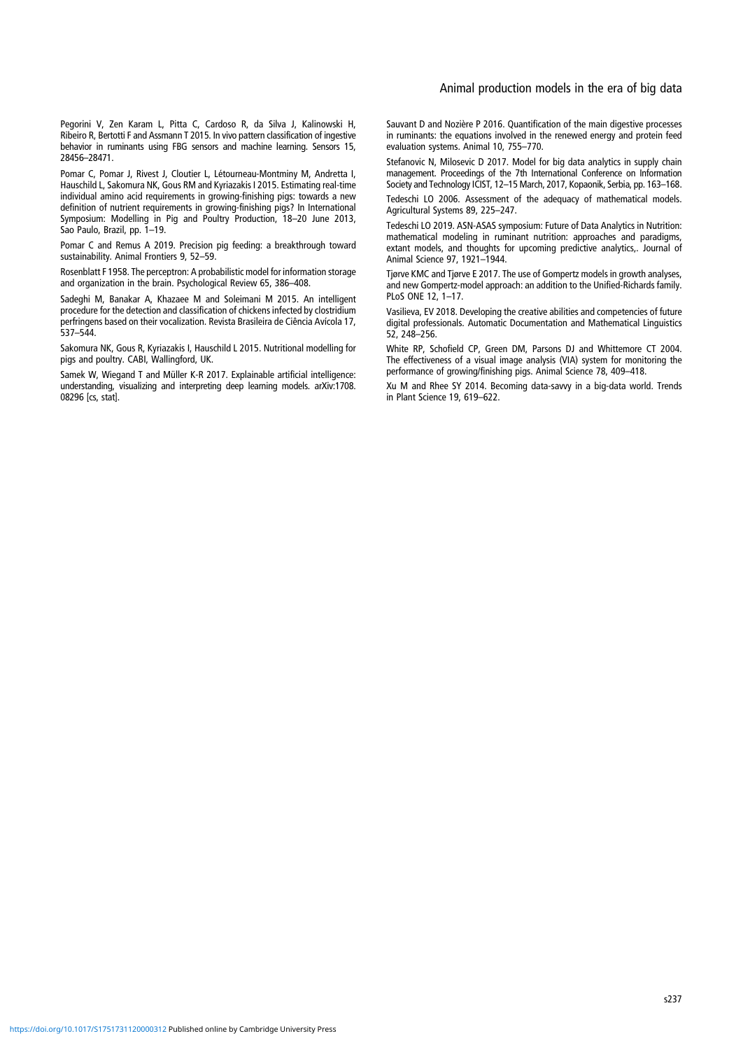Pegorini V, Zen Karam L, Pitta C, Cardoso R, da Silva J, Kalinowski H, Ribeiro R, Bertotti F and Assmann T 2015. In vivo pattern classification of ingestive behavior in ruminants using FBG sensors and machine learning. Sensors 15, 28456–28471.

Pomar C, Pomar J, Rivest J, Cloutier L, Létourneau-Montminy M, Andretta I, Hauschild L, Sakomura NK, Gous RM and Kyriazakis I 2015. Estimating real-time individual amino acid requirements in growing-finishing pigs: towards a new definition of nutrient requirements in growing-finishing pigs? In International Symposium: Modelling in Pig and Poultry Production, 18–20 June 2013, Sao Paulo, Brazil, pp. 1–19.

Pomar C and Remus A 2019. Precision pig feeding: a breakthrough toward sustainability. Animal Frontiers 9, 52–59.

Rosenblatt F 1958. The perceptron: A probabilistic model for information storage and organization in the brain. Psychological Review 65, 386–408.

Sadeghi M, Banakar A, Khazaee M and Soleimani M 2015. An intelligent procedure for the detection and classification of chickens infected by clostridium perfringens based on their vocalization. Revista Brasileira de Ciência Avícola 17, 537–544.

Sakomura NK, Gous R, Kyriazakis I, Hauschild L 2015. Nutritional modelling for pigs and poultry. CABI, Wallingford, UK.

Samek W, Wiegand T and Müller K-R 2017. Explainable artificial intelligence: understanding, visualizing and interpreting deep learning models. arXiv:1708. 08296 [cs, stat].

Sauvant D and Nozière P 2016. Quantification of the main digestive processes in ruminants: the equations involved in the renewed energy and protein feed evaluation systems. Animal 10, 755–770.

Stefanovic N, Milosevic D 2017. Model for big data analytics in supply chain management. Proceedings of the 7th International Conference on Information Society and Technology ICIST, 12–15 March, 2017, Kopaonik, Serbia, pp. 163–168.

Tedeschi LO 2006. Assessment of the adequacy of mathematical models. Agricultural Systems 89, 225–247.

Tedeschi LO 2019. ASN-ASAS symposium: Future of Data Analytics in Nutrition: mathematical modeling in ruminant nutrition: approaches and paradigms, extant models, and thoughts for upcoming predictive analytics,. Journal of Animal Science 97, 1921–1944.

Tjørve KMC and Tjørve E 2017. The use of Gompertz models in growth analyses, and new Gompertz-model approach: an addition to the Unified-Richards family. PLoS ONE 12, 1–17.

Vasilieva, EV 2018. Developing the creative abilities and competencies of future digital professionals. Automatic Documentation and Mathematical Linguistics 52, 248–256.

White RP, Schofield CP, Green DM, Parsons DJ and Whittemore CT 2004. The effectiveness of a visual image analysis (VIA) system for monitoring the performance of growing/finishing pigs. Animal Science 78, 409–418.

Xu M and Rhee SY 2014. Becoming data-savvy in a big-data world. Trends in Plant Science 19, 619–622.